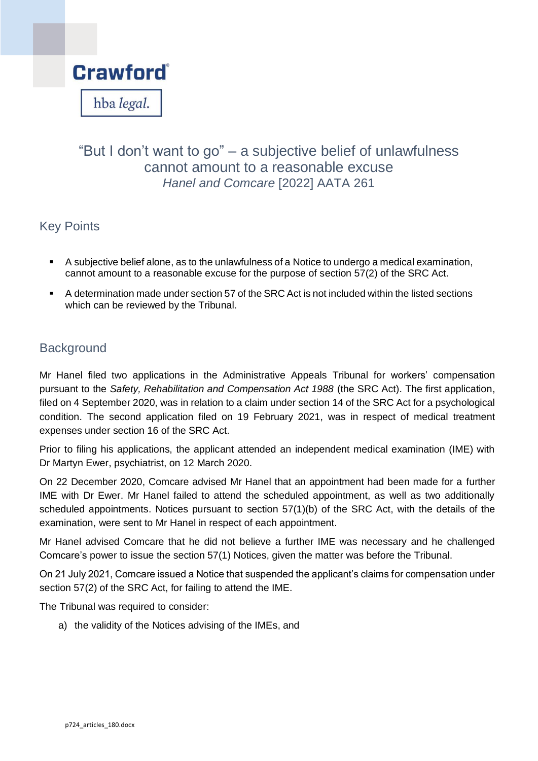Crawford

hba *legal.*

# "But I don't want to go" – a subjective belief of unlawfulness cannot amount to a reasonable excuse

*Hanel and Comcare* [2022] AATA 261

## Key Points

- A subjective belief alone, as to the unlawfulness of a Notice to undergo a medical examination, cannot amount to a reasonable excuse for the purpose of section 57(2) of the SRC Act.
- A determination made under section 57 of the SRC Act is not included within the listed sections which can be reviewed by the Tribunal.

## Background

Mr Hanel filed two applications in the Administrative Appeals Tribunal for workers' compensation pursuant to the *Safety, Rehabilitation and Compensation Act 1988* (the SRC Act). The first application, filed on 4 September 2020, was in relation to a claim under section 14 of the SRC Act for a psychological condition. The second application filed on 19 February 2021, was in respect of medical treatment expenses under section 16 of the SRC Act.

Prior to filing his applications, the applicant attended an independent medical examination (IME) with Dr Martyn Ewer, psychiatrist, on 12 March 2020.

On 22 December 2020, Comcare advised Mr Hanel that an appointment had been made for a further IME with Dr Ewer. Mr Hanel failed to attend the scheduled appointment, as well as two additionally scheduled appointments. Notices pursuant to section 57(1)(b) of the SRC Act, with the details of the examination, were sent to Mr Hanel in respect of each appointment.

Mr Hanel advised Comcare that he did not believe a further IME was necessary and he challenged Comcare's power to issue the section 57(1) Notices, given the matter was before the Tribunal.

On 21 July 2021, Comcare issued a Notice that suspended the applicant's claims for compensation under section 57(2) of the SRC Act, for failing to attend the IME.

The Tribunal was required to consider:

a) the validity of the Notices advising of the IMEs, and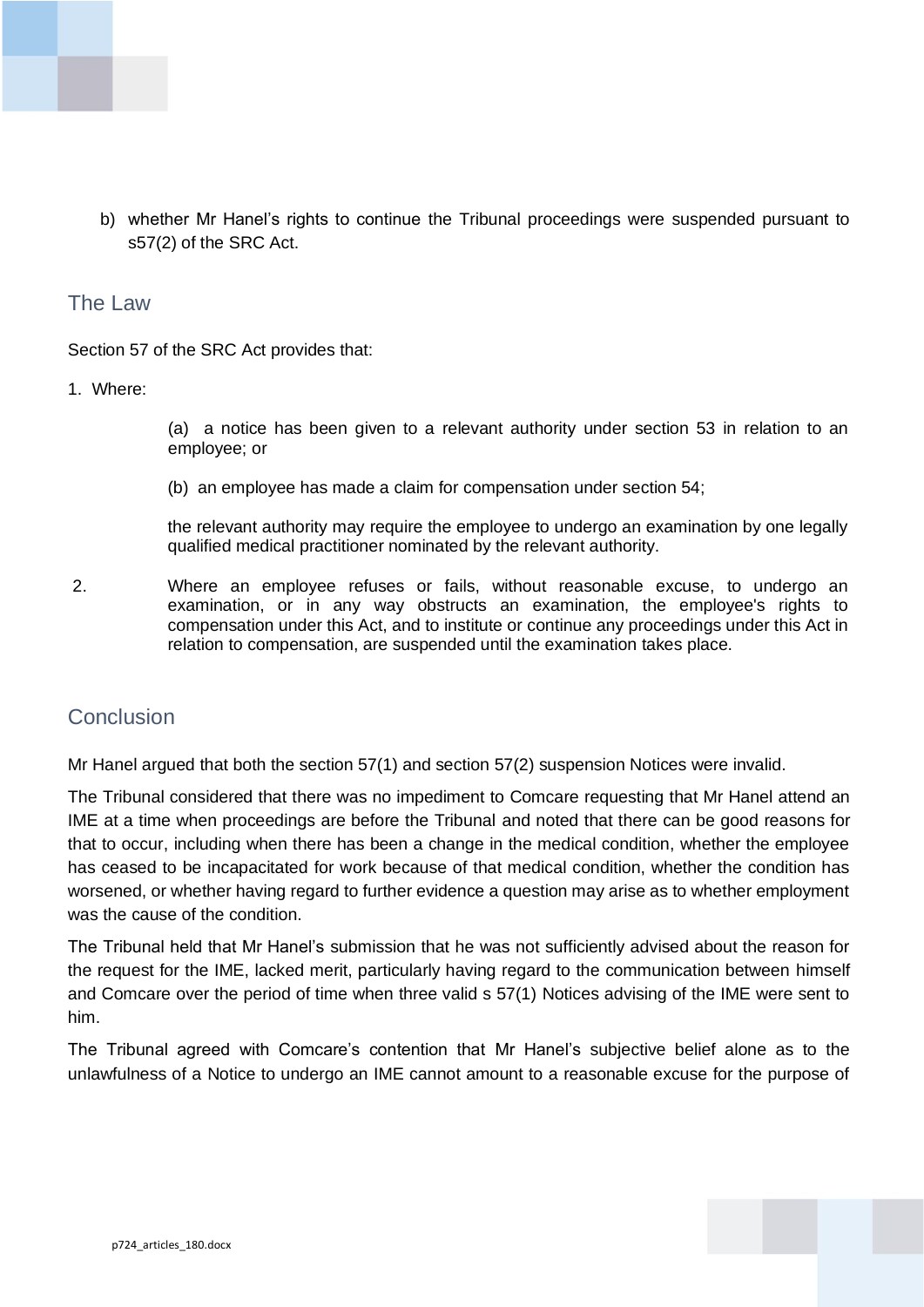b) whether Mr Hanel's rights to continue the Tribunal proceedings were suspended pursuant to s57(2) of the SRC Act.

## The Law

Section 57 of the SRC Act provides that:

1. Where:

   (a) a notice has been given to a relevant authority under section 53 in relation to an employee; or

   (b) an employee has made a claim for compensation under section 54;

   the relevant authority may require the employee to undergo an examination by one legally qualified medical practitioner nominated by the relevant authority.

2. Where an employee refuses or fails, without reasonable excuse, to undergo an examination, or in any way obstructs an examination, the employee's rights to compensation under this Act, and to institute or continue any proceedings under this Act in relation to compensation, are suspended until the examination takes place.

## Conclusion

Mr Hanel argued that both the section 57(1) and section 57(2) suspension Notices were invalid.

The Tribunal considered that there was no impediment to Comcare requesting that Mr Hanel attend an IME at a time when proceedings are before the Tribunal and noted that there can be good reasons for that to occur, including when there has been a change in the medical condition, whether the employee has ceased to be incapacitated for work because of that medical condition, whether the condition has worsened, or whether having regard to further evidence a question may arise as to whether employment was the cause of the condition.

The Tribunal held that Mr Hanel's submission that he was not sufficiently advised about the reason for the request for the IME, lacked merit, particularly having regard to the communication between himself and Comcare over the period of time when three valid s 57(1) Notices advising of the IME were sent to him.

The Tribunal agreed with Comcare's contention that Mr Hanel's subjective belief alone as to the unlawfulness of a Notice to undergo an IME cannot amount to a reasonable excuse for the purpose of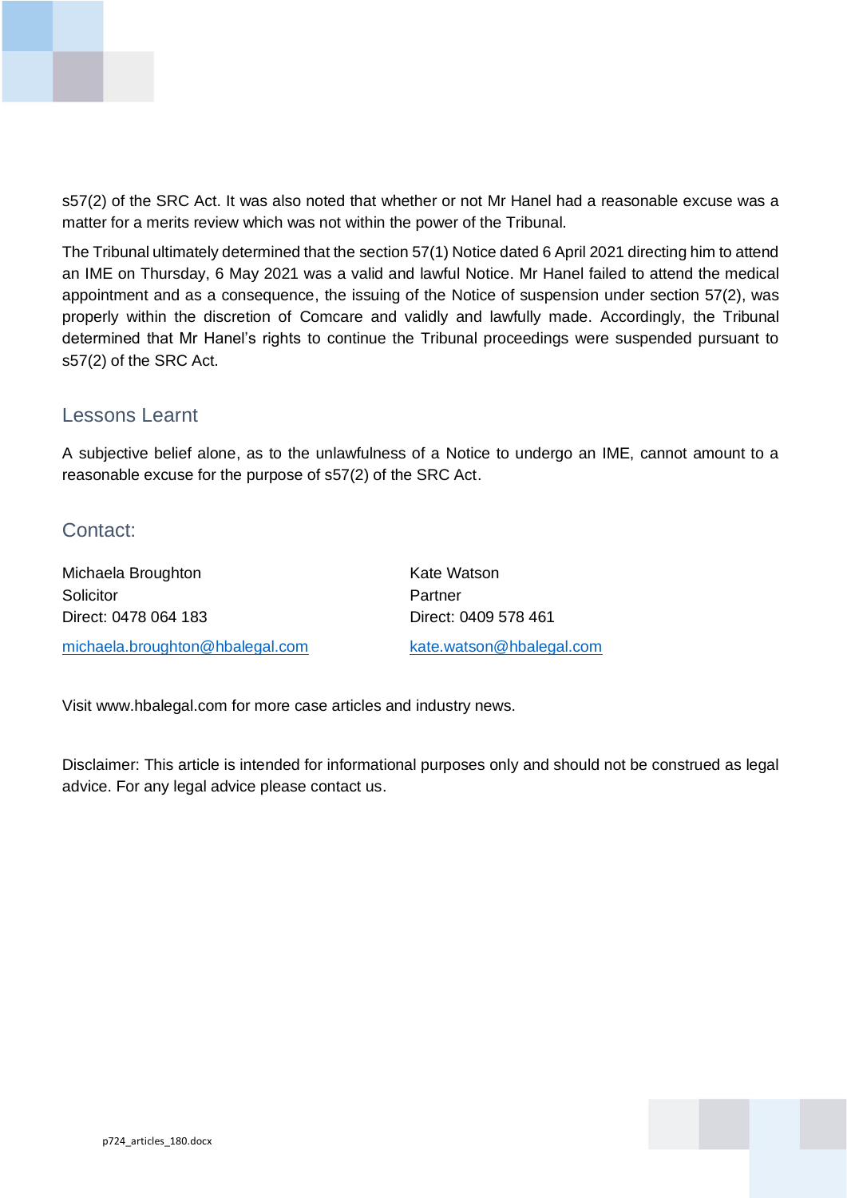s57(2) of the SRC Act. It was also noted that whether or not Mr Hanel had a reasonable excuse was a matter for a merits review which was not within the power of the Tribunal.

The Tribunal ultimately determined that the section 57(1) Notice dated 6 April 2021 directing him to attend an IME on Thursday, 6 May 2021 was a valid and lawful Notice. Mr Hanel failed to attend the medical appointment and as a consequence, the issuing of the Notice of suspension under section 57(2), was properly within the discretion of Comcare and validly and lawfully made. Accordingly, the Tribunal determined that Mr Hanel's rights to continue the Tribunal proceedings were suspended pursuant to s57(2) of the SRC Act.

## Lessons Learnt

A subjective belief alone, as to the unlawfulness of a Notice to undergo an IME, cannot amount to a reasonable excuse for the purpose of s57(2) of the SRC Act.

## Contact:

Michaela Broughton
Solicitor
Direct: 0478 064 183
michaela.broughton@hbalegal.com

Kate Watson
Partner
Direct: 0409 578 461
kate.watson@hbalegal.com

Visit www.hbalegal.com for more case articles and industry news.

Disclaimer: This article is intended for informational purposes only and should not be construed as legal advice. For any legal advice please contact us.

p724_articles_180.docx